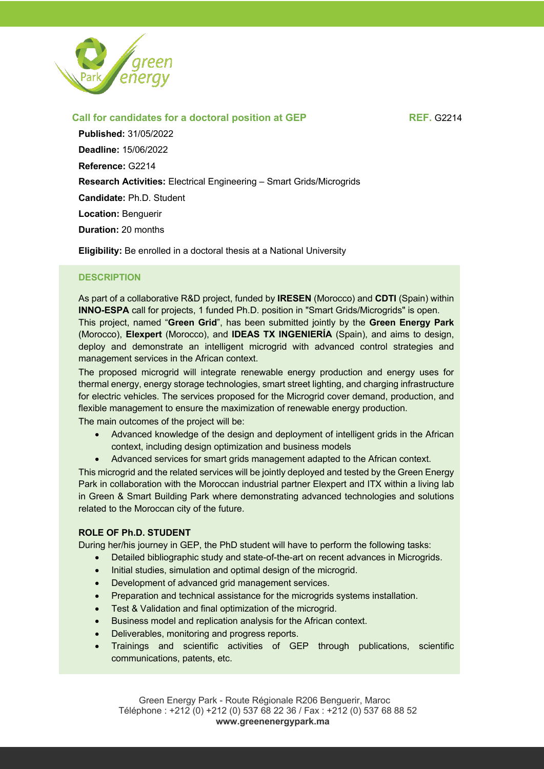## Call for candidates for a doctoral position at GEP

**REF.** G2214

**Published:** 31/05/2022

**Deadline:** 15/06/2022

**Reference:** G2214

**Research Activities:** Electrical Engineering – Smart Grids/Microgrids

**Candidate:** Ph.D. Student

**Location:** Benguerir

**Duration:** 20 months

**Eligibility:** Be enrolled in a doctoral thesis at a National University

### DESCRIPTION

As part of a collaborative R&D project, funded by **IRESEN** (Morocco) and **CDTI** (Spain) within **INNO-ESPA** call for projects, 1 funded Ph.D. position in "Smart Grids/Microgrids" is open.
This project, named "**Green Grid**", has been submitted jointly by the **Green Energy Park** (Morocco), **Elexpert** (Morocco), and **IDEAS TX INGENIERÍA** (Spain), and aims to design, deploy and demonstrate an intelligent microgrid with advanced control strategies and management services in the African context.

The proposed microgrid will integrate renewable energy production and energy uses for thermal energy, energy storage technologies, smart street lighting, and charging infrastructure for electric vehicles. The services proposed for the Microgrid cover demand, production, and flexible management to ensure the maximization of renewable energy production.

The main outcomes of the project will be:

- Advanced knowledge of the design and deployment of intelligent grids in the African context, including design optimization and business models
- Advanced services for smart grids management adapted to the African context.

This microgrid and the related services will be jointly deployed and tested by the Green Energy Park in collaboration with the Moroccan industrial partner Elexpert and ITX within a living lab in Green & Smart Building Park where demonstrating advanced technologies and solutions related to the Moroccan city of the future.

### ROLE OF Ph.D. STUDENT

During her/his journey in GEP, the PhD student will have to perform the following tasks:

- Detailed bibliographic study and state-of-the-art on recent advances in Microgrids.
- Initial studies, simulation and optimal design of the microgrid.
- Development of advanced grid management services.
- Preparation and technical assistance for the microgrids systems installation.
- Test & Validation and final optimization of the microgrid.
- Business model and replication analysis for the African context.
- Deliverables, monitoring and progress reports.
- Trainings and scientific activities of GEP through publications, scientific communications, patents, etc.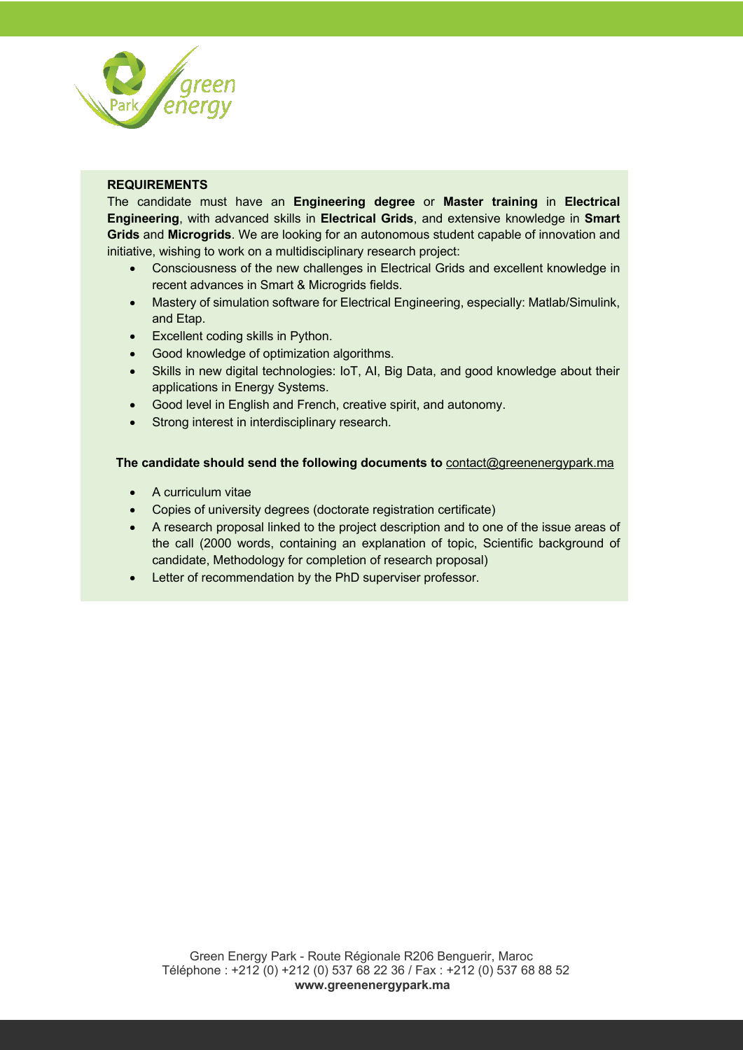**REQUIREMENTS**

The candidate must have an **Engineering degree** or **Master training** in **Electrical Engineering**, with advanced skills in **Electrical Grids**, and extensive knowledge in **Smart Grids** and **Microgrids**. We are looking for an autonomous student capable of innovation and initiative, wishing to work on a multidisciplinary research project:

- Consciousness of the new challenges in Electrical Grids and excellent knowledge in recent advances in Smart & Microgrids fields.
- Mastery of simulation software for Electrical Engineering, especially: Matlab/Simulink, and Etap.
- Excellent coding skills in Python.
- Good knowledge of optimization algorithms.
- Skills in new digital technologies: IoT, AI, Big Data, and good knowledge about their applications in Energy Systems.
- Good level in English and French, creative spirit, and autonomy.
- Strong interest in interdisciplinary research.

**The candidate should send the following documents to** contact@greenenergypark.ma

- A curriculum vitae
- Copies of university degrees (doctorate registration certificate)
- A research proposal linked to the project description and to one of the issue areas of the call (2000 words, containing an explanation of topic, Scientific background of candidate, Methodology for completion of research proposal)
- Letter of recommendation by the PhD superviser professor.